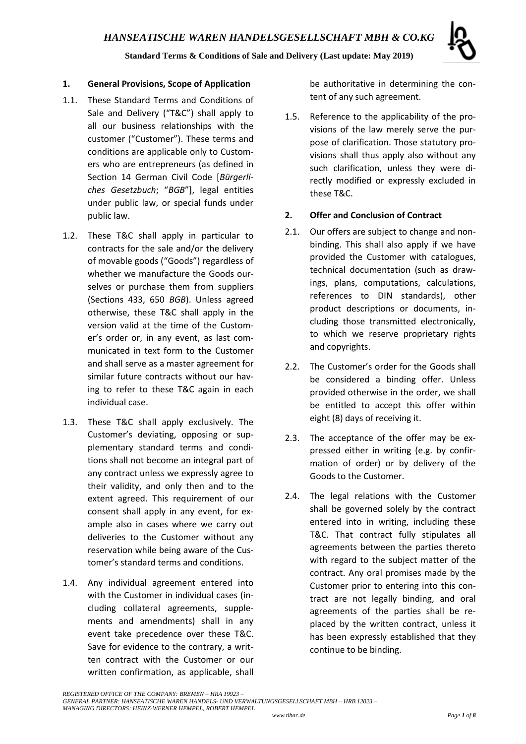# HANSEATISCHE WAREN HANDELSGESELLSCHAFT MBH & CO.KG

**Standard Terms & Conditions of Sale and Delivery (Last update: May 2019)**

## 1. General Provisions, Scope of Application

1.1. These Standard Terms and Conditions of Sale and Delivery ("T&C") shall apply to all our business relationships with the customer ("Customer"). These terms and conditions are applicable only to Customers who are entrepreneurs (as defined in Section 14 German Civil Code [*Bürgerliches Gesetzbuch*; "*BGB*"], legal entities under public law, or special funds under public law.

1.2. These T&C shall apply in particular to contracts for the sale and/or the delivery of movable goods ("Goods") regardless of whether we manufacture the Goods ourselves or purchase them from suppliers (Sections 433, 650 *BGB*). Unless agreed otherwise, these T&C shall apply in the version valid at the time of the Customer's order or, in any event, as last communicated in text form to the Customer and shall serve as a master agreement for similar future contracts without our having to refer to these T&C again in each individual case.

1.3. These T&C shall apply exclusively. The Customer's deviating, opposing or supplementary standard terms and conditions shall not become an integral part of any contract unless we expressly agree to their validity, and only then and to the extent agreed. This requirement of our consent shall apply in any event, for example also in cases where we carry out deliveries to the Customer without any reservation while being aware of the Customer's standard terms and conditions.

1.4. Any individual agreement entered into with the Customer in individual cases (including collateral agreements, supplements and amendments) shall in any event take precedence over these T&C. Save for evidence to the contrary, a written contract with the Customer or our written confirmation, as applicable, shall be authoritative in determining the content of any such agreement.

1.5. Reference to the applicability of the provisions of the law merely serve the purpose of clarification. Those statutory provisions shall thus apply also without any such clarification, unless they were directly modified or expressly excluded in these T&C.

## 2. Offer and Conclusion of Contract

2.1. Our offers are subject to change and non-binding. This shall also apply if we have provided the Customer with catalogues, technical documentation (such as drawings, plans, computations, calculations, references to DIN standards), other product descriptions or documents, including those transmitted electronically, to which we reserve proprietary rights and copyrights.

2.2. The Customer's order for the Goods shall be considered a binding offer. Unless provided otherwise in the order, we shall be entitled to accept this offer within eight (8) days of receiving it.

2.3. The acceptance of the offer may be expressed either in writing (e.g. by confirmation of order) or by delivery of the Goods to the Customer.

2.4. The legal relations with the Customer shall be governed solely by the contract entered into in writing, including these T&C. That contract fully stipulates all agreements between the parties thereto with regard to the subject matter of the contract. Any oral promises made by the Customer prior to entering into this contract are not legally binding, and oral agreements of the parties shall be replaced by the written contract, unless it has been expressly established that they continue to be binding.

*REGISTERED OFFICE OF THE COMPANY: BREMEN – HRA 19923 –*
*GENERAL PARTNER: HANSEATISCHE WAREN HANDELS- UND VERWALTUNGSGESELLSCHAFT MBH – HRB 12023 –*
*MANAGING DIRECTORS: HEINZ-WERNER HEMPEL, ROBERT HEMPEL*
*www.tibar.de*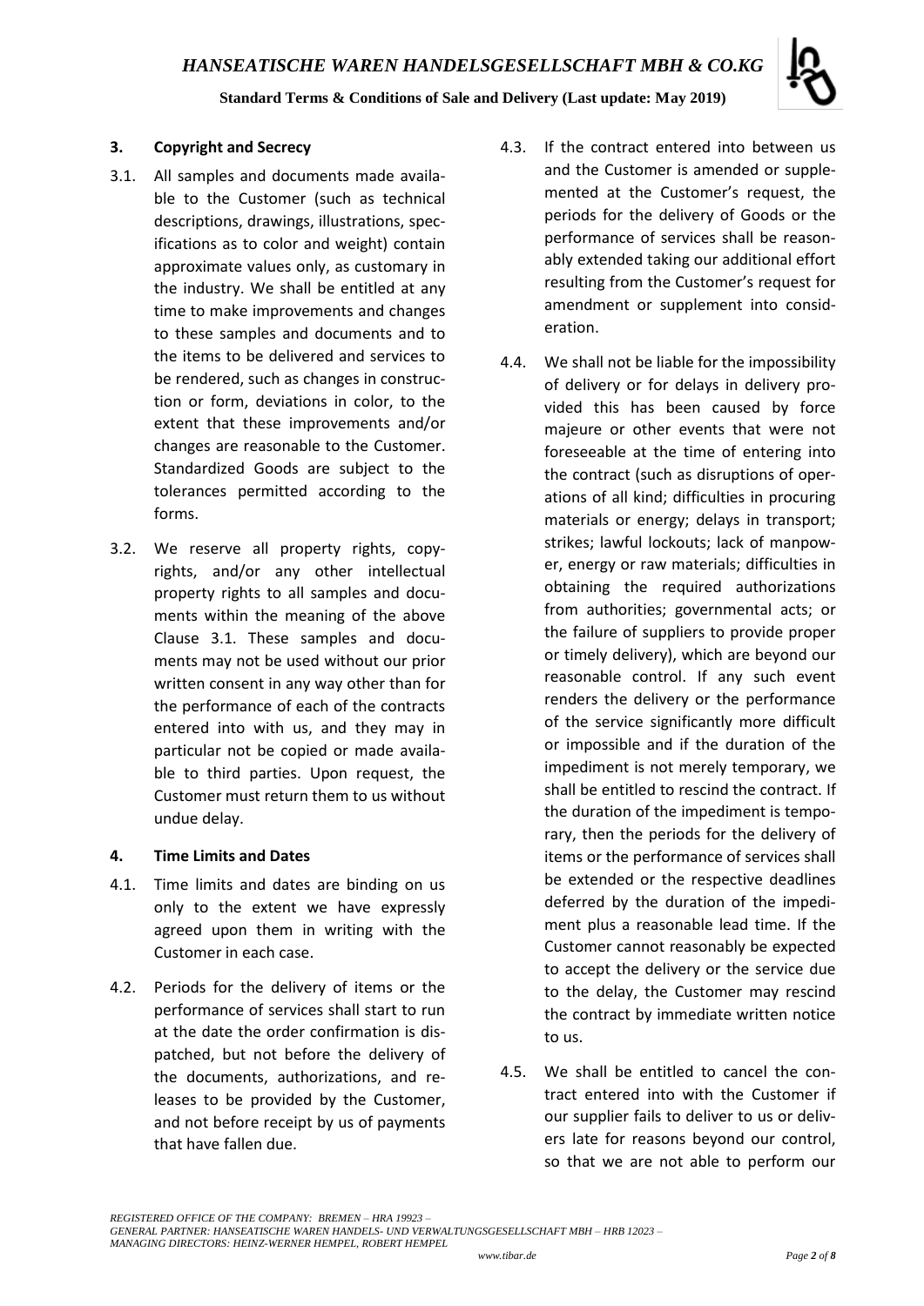## 3. Copyright and Secrecy

3.1. All samples and documents made available to the Customer (such as technical descriptions, drawings, illustrations, specifications as to color and weight) contain approximate values only, as customary in the industry. We shall be entitled at any time to make improvements and changes to these samples and documents and to the items to be delivered and services to be rendered, such as changes in construction or form, deviations in color, to the extent that these improvements and/or changes are reasonable to the Customer. Standardized Goods are subject to the tolerances permitted according to the forms.

3.2. We reserve all property rights, copyrights, and/or any other intellectual property rights to all samples and documents within the meaning of the above Clause 3.1. These samples and documents may not be used without our prior written consent in any way other than for the performance of each of the contracts entered into with us, and they may in particular not be copied or made available to third parties. Upon request, the Customer must return them to us without undue delay.

## 4. Time Limits and Dates

4.1. Time limits and dates are binding on us only to the extent we have expressly agreed upon them in writing with the Customer in each case.

4.2. Periods for the delivery of items or the performance of services shall start to run at the date the order confirmation is dispatched, but not before the delivery of the documents, authorizations, and releases to be provided by the Customer, and not before receipt by us of payments that have fallen due.

4.3. If the contract entered into between us and the Customer is amended or supplemented at the Customer's request, the periods for the delivery of Goods or the performance of services shall be reasonably extended taking our additional effort resulting from the Customer's request for amendment or supplement into consideration.

4.4. We shall not be liable for the impossibility of delivery or for delays in delivery provided this has been caused by force majeure or other events that were not foreseeable at the time of entering into the contract (such as disruptions of operations of all kind; difficulties in procuring materials or energy; delays in transport; strikes; lawful lockouts; lack of manpower, energy or raw materials; difficulties in obtaining the required authorizations from authorities; governmental acts; or the failure of suppliers to provide proper or timely delivery), which are beyond our reasonable control. If any such event renders the delivery or the performance of the service significantly more difficult or impossible and if the duration of the impediment is not merely temporary, we shall be entitled to rescind the contract. If the duration of the impediment is temporary, then the periods for the delivery of items or the performance of services shall be extended or the respective deadlines deferred by the duration of the impediment plus a reasonable lead time. If the Customer cannot reasonably be expected to accept the delivery or the service due to the delay, the Customer may rescind the contract by immediate written notice to us.

4.5. We shall be entitled to cancel the contract entered into with the Customer if our supplier fails to deliver to us or delivers late for reasons beyond our control, so that we are not able to perform our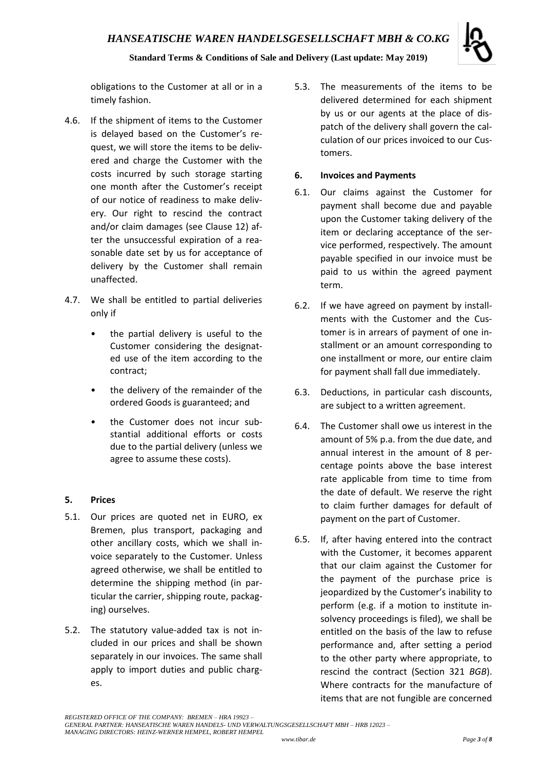obligations to the Customer at all or in a timely fashion.

4.6. If the shipment of items to the Customer is delayed based on the Customer's request, we will store the items to be delivered and charge the Customer with the costs incurred by such storage starting one month after the Customer's receipt of our notice of readiness to make delivery. Our right to rescind the contract and/or claim damages (see Clause 12) after the unsuccessful expiration of a reasonable date set by us for acceptance of delivery by the Customer shall remain unaffected.

4.7. We shall be entitled to partial deliveries only if

- the partial delivery is useful to the Customer considering the designated use of the item according to the contract;
- the delivery of the remainder of the ordered Goods is guaranteed; and
- the Customer does not incur substantial additional efforts or costs due to the partial delivery (unless we agree to assume these costs).

**5. Prices**

5.1. Our prices are quoted net in EURO, ex Bremen, plus transport, packaging and other ancillary costs, which we shall invoice separately to the Customer. Unless agreed otherwise, we shall be entitled to determine the shipping method (in particular the carrier, shipping route, packaging) ourselves.

5.2. The statutory value-added tax is not included in our prices and shall be shown separately in our invoices. The same shall apply to import duties and public charges.

5.3. The measurements of the items to be delivered determined for each shipment by us or our agents at the place of dispatch of the delivery shall govern the calculation of our prices invoiced to our Customers.

**6. Invoices and Payments**

6.1. Our claims against the Customer for payment shall become due and payable upon the Customer taking delivery of the item or declaring acceptance of the service performed, respectively. The amount payable specified in our invoice must be paid to us within the agreed payment term.

6.2. If we have agreed on payment by installments with the Customer and the Customer is in arrears of payment of one installment or an amount corresponding to one installment or more, our entire claim for payment shall fall due immediately.

6.3. Deductions, in particular cash discounts, are subject to a written agreement.

6.4. The Customer shall owe us interest in the amount of 5% p.a. from the due date, and annual interest in the amount of 8 percentage points above the base interest rate applicable from time to time from the date of default. We reserve the right to claim further damages for default of payment on the part of Customer.

6.5. If, after having entered into the contract with the Customer, it becomes apparent that our claim against the Customer for the payment of the purchase price is jeopardized by the Customer's inability to perform (e.g. if a motion to institute insolvency proceedings is filed), we shall be entitled on the basis of the law to refuse performance and, after setting a period to the other party where appropriate, to rescind the contract (Section 321 *BGB*). Where contracts for the manufacture of items that are not fungible are concerned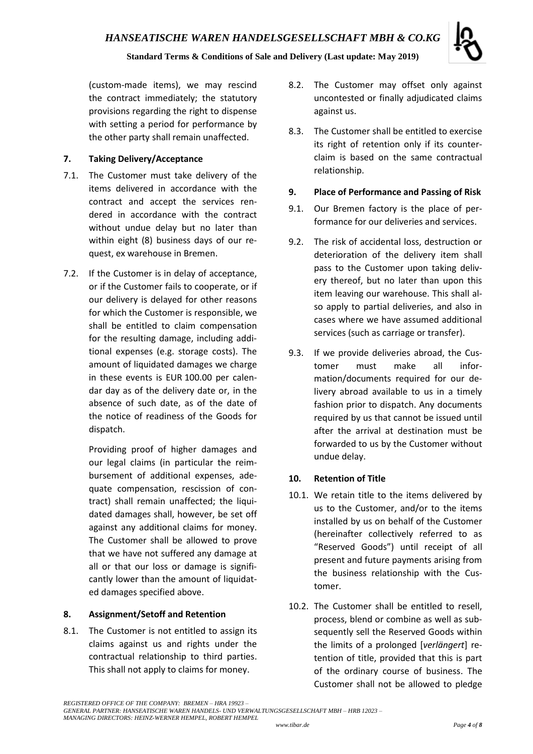(custom-made items), we may rescind the contract immediately; the statutory provisions regarding the right to dispense with setting a period for performance by the other party shall remain unaffected.

## 7. Taking Delivery/Acceptance

7.1. The Customer must take delivery of the items delivered in accordance with the contract and accept the services rendered in accordance with the contract without undue delay but no later than within eight (8) business days of our request, ex warehouse in Bremen.

7.2. If the Customer is in delay of acceptance, or if the Customer fails to cooperate, or if our delivery is delayed for other reasons for which the Customer is responsible, we shall be entitled to claim compensation for the resulting damage, including additional expenses (e.g. storage costs). The amount of liquidated damages we charge in these events is EUR 100.00 per calendar day as of the delivery date or, in the absence of such date, as of the date of the notice of readiness of the Goods for dispatch.

Providing proof of higher damages and our legal claims (in particular the reimbursement of additional expenses, adequate compensation, rescission of contract) shall remain unaffected; the liquidated damages shall, however, be set off against any additional claims for money. The Customer shall be allowed to prove that we have not suffered any damage at all or that our loss or damage is significantly lower than the amount of liquidated damages specified above.

## 8. Assignment/Setoff and Retention

8.1. The Customer is not entitled to assign its claims against us and rights under the contractual relationship to third parties. This shall not apply to claims for money.

8.2. The Customer may offset only against uncontested or finally adjudicated claims against us.

8.3. The Customer shall be entitled to exercise its right of retention only if its counterclaim is based on the same contractual relationship.

## 9. Place of Performance and Passing of Risk

9.1. Our Bremen factory is the place of performance for our deliveries and services.

9.2. The risk of accidental loss, destruction or deterioration of the delivery item shall pass to the Customer upon taking delivery thereof, but no later than upon this item leaving our warehouse. This shall also apply to partial deliveries, and also in cases where we have assumed additional services (such as carriage or transfer).

9.3. If we provide deliveries abroad, the Customer must make all information/documents required for our delivery abroad available to us in a timely fashion prior to dispatch. Any documents required by us that cannot be issued until after the arrival at destination must be forwarded to us by the Customer without undue delay.

## 10. Retention of Title

10.1. We retain title to the items delivered by us to the Customer, and/or to the items installed by us on behalf of the Customer (hereinafter collectively referred to as "Reserved Goods") until receipt of all present and future payments arising from the business relationship with the Customer.

10.2. The Customer shall be entitled to resell, process, blend or combine as well as subsequently sell the Reserved Goods within the limits of a prolonged [*verlängert*] retention of title, provided that this is part of the ordinary course of business. The Customer shall not be allowed to pledge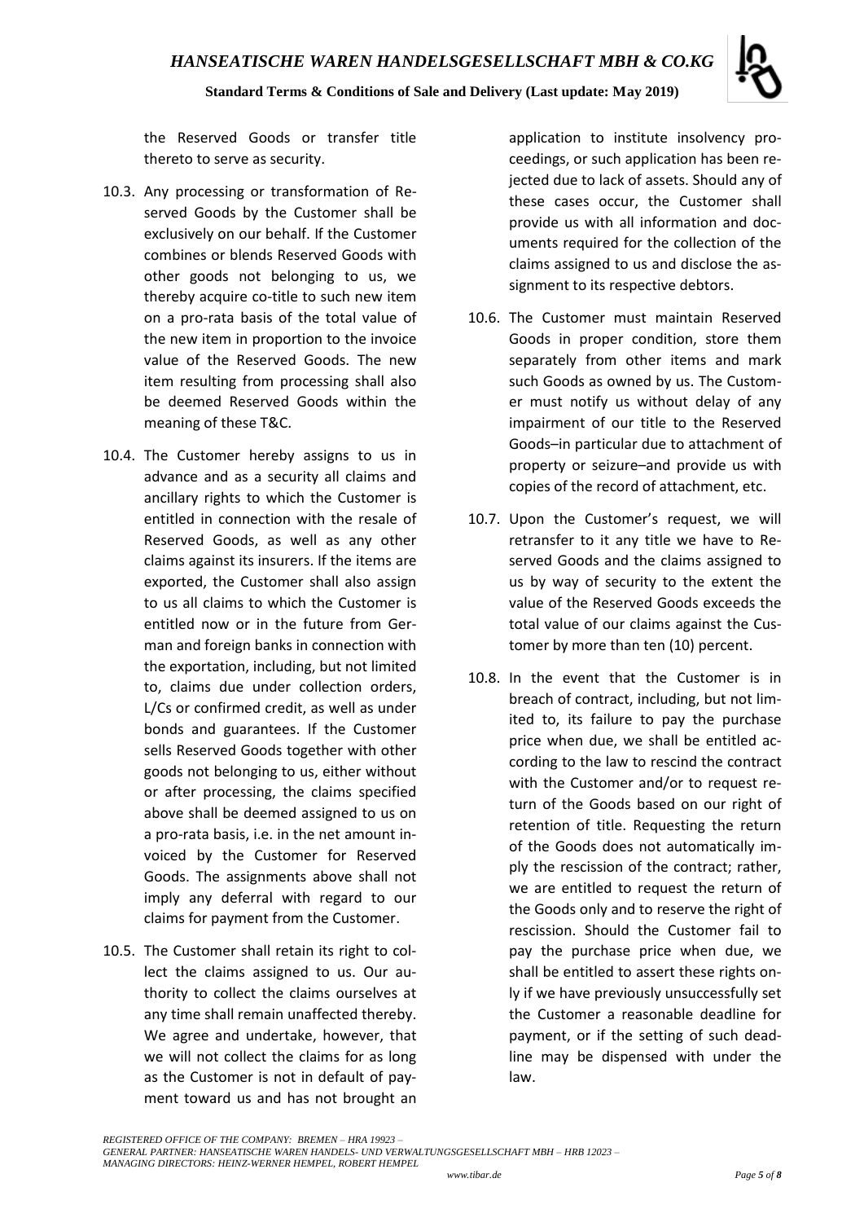the Reserved Goods or transfer title thereto to serve as security.

10.3. Any processing or transformation of Reserved Goods by the Customer shall be exclusively on our behalf. If the Customer combines or blends Reserved Goods with other goods not belonging to us, we thereby acquire co-title to such new item on a pro-rata basis of the total value of the new item in proportion to the invoice value of the Reserved Goods. The new item resulting from processing shall also be deemed Reserved Goods within the meaning of these T&C.

10.4. The Customer hereby assigns to us in advance and as a security all claims and ancillary rights to which the Customer is entitled in connection with the resale of Reserved Goods, as well as any other claims against its insurers. If the items are exported, the Customer shall also assign to us all claims to which the Customer is entitled now or in the future from German and foreign banks in connection with the exportation, including, but not limited to, claims due under collection orders, L/Cs or confirmed credit, as well as under bonds and guarantees. If the Customer sells Reserved Goods together with other goods not belonging to us, either without or after processing, the claims specified above shall be deemed assigned to us on a pro-rata basis, i.e. in the net amount invoiced by the Customer for Reserved Goods. The assignments above shall not imply any deferral with regard to our claims for payment from the Customer.

10.5. The Customer shall retain its right to collect the claims assigned to us. Our authority to collect the claims ourselves at any time shall remain unaffected thereby. We agree and undertake, however, that we will not collect the claims for as long as the Customer is not in default of payment toward us and has not brought an application to institute insolvency proceedings, or such application has been rejected due to lack of assets. Should any of these cases occur, the Customer shall provide us with all information and documents required for the collection of the claims assigned to us and disclose the assignment to its respective debtors.

10.6. The Customer must maintain Reserved Goods in proper condition, store them separately from other items and mark such Goods as owned by us. The Customer must notify us without delay of any impairment of our title to the Reserved Goods–in particular due to attachment of property or seizure–and provide us with copies of the record of attachment, etc.

10.7. Upon the Customer's request, we will retransfer to it any title we have to Reserved Goods and the claims assigned to us by way of security to the extent the value of the Reserved Goods exceeds the total value of our claims against the Customer by more than ten (10) percent.

10.8. In the event that the Customer is in breach of contract, including, but not limited to, its failure to pay the purchase price when due, we shall be entitled according to the law to rescind the contract with the Customer and/or to request return of the Goods based on our right of retention of title. Requesting the return of the Goods does not automatically imply the rescission of the contract; rather, we are entitled to request the return of the Goods only and to reserve the right of rescission. Should the Customer fail to pay the purchase price when due, we shall be entitled to assert these rights only if we have previously unsuccessfully set the Customer a reasonable deadline for payment, or if the setting of such deadline may be dispensed with under the law.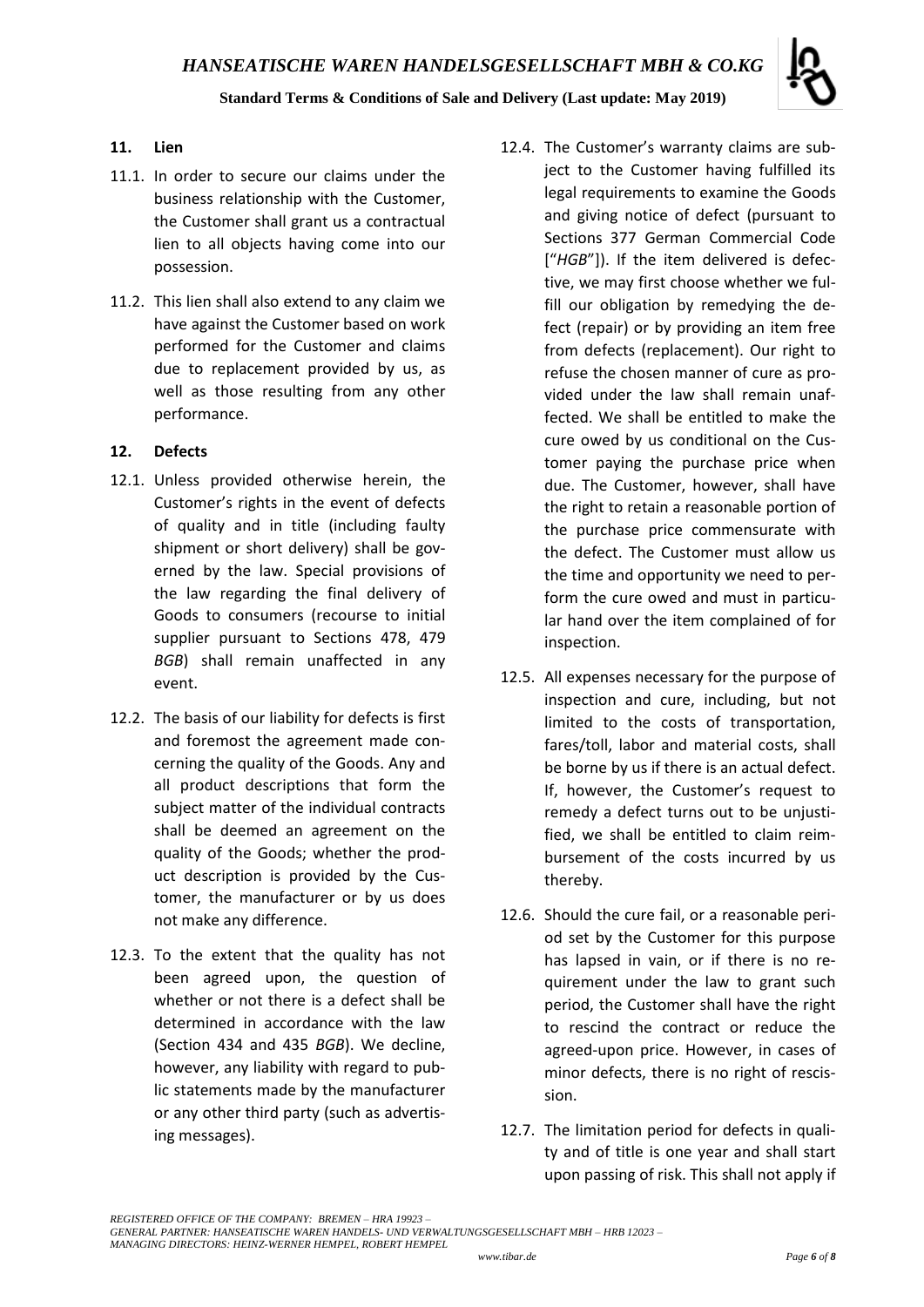## 11. Lien

11.1. In order to secure our claims under the business relationship with the Customer, the Customer shall grant us a contractual lien to all objects having come into our possession.

11.2. This lien shall also extend to any claim we have against the Customer based on work performed for the Customer and claims due to replacement provided by us, as well as those resulting from any other performance.

## 12. Defects

12.1. Unless provided otherwise herein, the Customer's rights in the event of defects of quality and in title (including faulty shipment or short delivery) shall be governed by the law. Special provisions of the law regarding the final delivery of Goods to consumers (recourse to initial supplier pursuant to Sections 478, 479 *BGB*) shall remain unaffected in any event.

12.2. The basis of our liability for defects is first and foremost the agreement made concerning the quality of the Goods. Any and all product descriptions that form the subject matter of the individual contracts shall be deemed an agreement on the quality of the Goods; whether the product description is provided by the Customer, the manufacturer or by us does not make any difference.

12.3. To the extent that the quality has not been agreed upon, the question of whether or not there is a defect shall be determined in accordance with the law (Section 434 and 435 *BGB*). We decline, however, any liability with regard to public statements made by the manufacturer or any other third party (such as advertising messages).

12.4. The Customer's warranty claims are subject to the Customer having fulfilled its legal requirements to examine the Goods and giving notice of defect (pursuant to Sections 377 German Commercial Code ["*HGB*"]). If the item delivered is defective, we may first choose whether we fulfill our obligation by remedying the defect (repair) or by providing an item free from defects (replacement). Our right to refuse the chosen manner of cure as provided under the law shall remain unaffected. We shall be entitled to make the cure owed by us conditional on the Customer paying the purchase price when due. The Customer, however, shall have the right to retain a reasonable portion of the purchase price commensurate with the defect. The Customer must allow us the time and opportunity we need to perform the cure owed and must in particular hand over the item complained of for inspection.

12.5. All expenses necessary for the purpose of inspection and cure, including, but not limited to the costs of transportation, fares/toll, labor and material costs, shall be borne by us if there is an actual defect. If, however, the Customer's request to remedy a defect turns out to be unjustified, we shall be entitled to claim reimbursement of the costs incurred by us thereby.

12.6. Should the cure fail, or a reasonable period set by the Customer for this purpose has lapsed in vain, or if there is no requirement under the law to grant such period, the Customer shall have the right to rescind the contract or reduce the agreed-upon price. However, in cases of minor defects, there is no right of rescission.

12.7. The limitation period for defects in quality and of title is one year and shall start upon passing of risk. This shall not apply if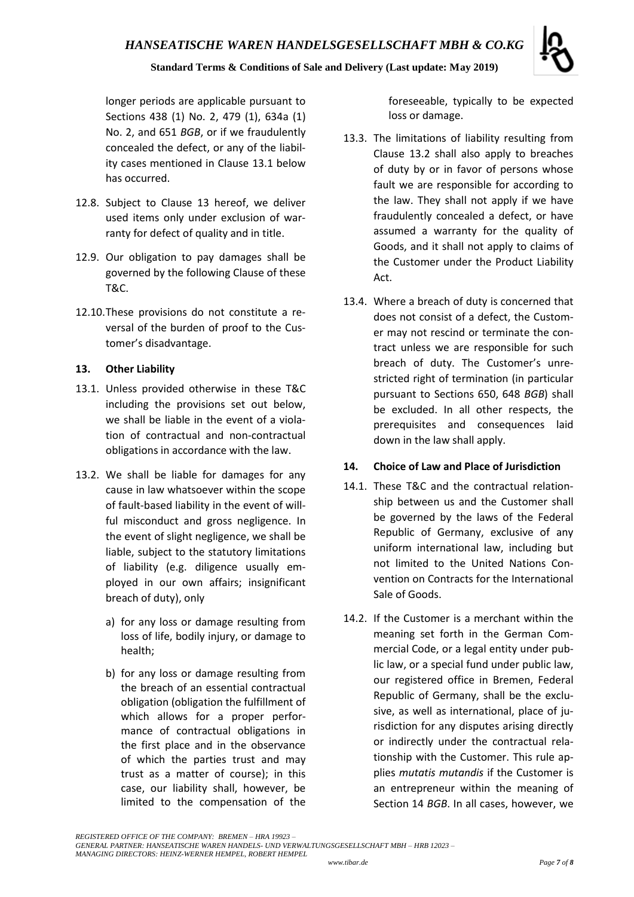longer periods are applicable pursuant to Sections 438 (1) No. 2, 479 (1), 634a (1) No. 2, and 651 *BGB*, or if we fraudulently concealed the defect, or any of the liability cases mentioned in Clause 13.1 below has occurred.

12.8. Subject to Clause 13 hereof, we deliver used items only under exclusion of warranty for defect of quality and in title.

12.9. Our obligation to pay damages shall be governed by the following Clause of these T&C.

12.10. These provisions do not constitute a reversal of the burden of proof to the Customer's disadvantage.

## 13. Other Liability

13.1. Unless provided otherwise in these T&C including the provisions set out below, we shall be liable in the event of a violation of contractual and non-contractual obligations in accordance with the law.

13.2. We shall be liable for damages for any cause in law whatsoever within the scope of fault-based liability in the event of willful misconduct and gross negligence. In the event of slight negligence, we shall be liable, subject to the statutory limitations of liability (e.g. diligence usually employed in our own affairs; insignificant breach of duty), only

a) for any loss or damage resulting from loss of life, bodily injury, or damage to health;

b) for any loss or damage resulting from the breach of an essential contractual obligation (obligation the fulfillment of which allows for a proper performance of contractual obligations in the first place and in the observance of which the parties trust and may trust as a matter of course); in this case, our liability shall, however, be limited to the compensation of the foreseeable, typically to be expected loss or damage.

13.3. The limitations of liability resulting from Clause 13.2 shall also apply to breaches of duty by or in favor of persons whose fault we are responsible for according to the law. They shall not apply if we have fraudulently concealed a defect, or have assumed a warranty for the quality of Goods, and it shall not apply to claims of the Customer under the Product Liability Act.

13.4. Where a breach of duty is concerned that does not consist of a defect, the Customer may not rescind or terminate the contract unless we are responsible for such breach of duty. The Customer's unrestricted right of termination (in particular pursuant to Sections 650, 648 *BGB*) shall be excluded. In all other respects, the prerequisites and consequences laid down in the law shall apply.

## 14. Choice of Law and Place of Jurisdiction

14.1. These T&C and the contractual relationship between us and the Customer shall be governed by the laws of the Federal Republic of Germany, exclusive of any uniform international law, including but not limited to the United Nations Convention on Contracts for the International Sale of Goods.

14.2. If the Customer is a merchant within the meaning set forth in the German Commercial Code, or a legal entity under public law, or a special fund under public law, our registered office in Bremen, Federal Republic of Germany, shall be the exclusive, as well as international, place of jurisdiction for any disputes arising directly or indirectly under the contractual relationship with the Customer. This rule applies *mutatis mutandis* if the Customer is an entrepreneur within the meaning of Section 14 *BGB*. In all cases, however, we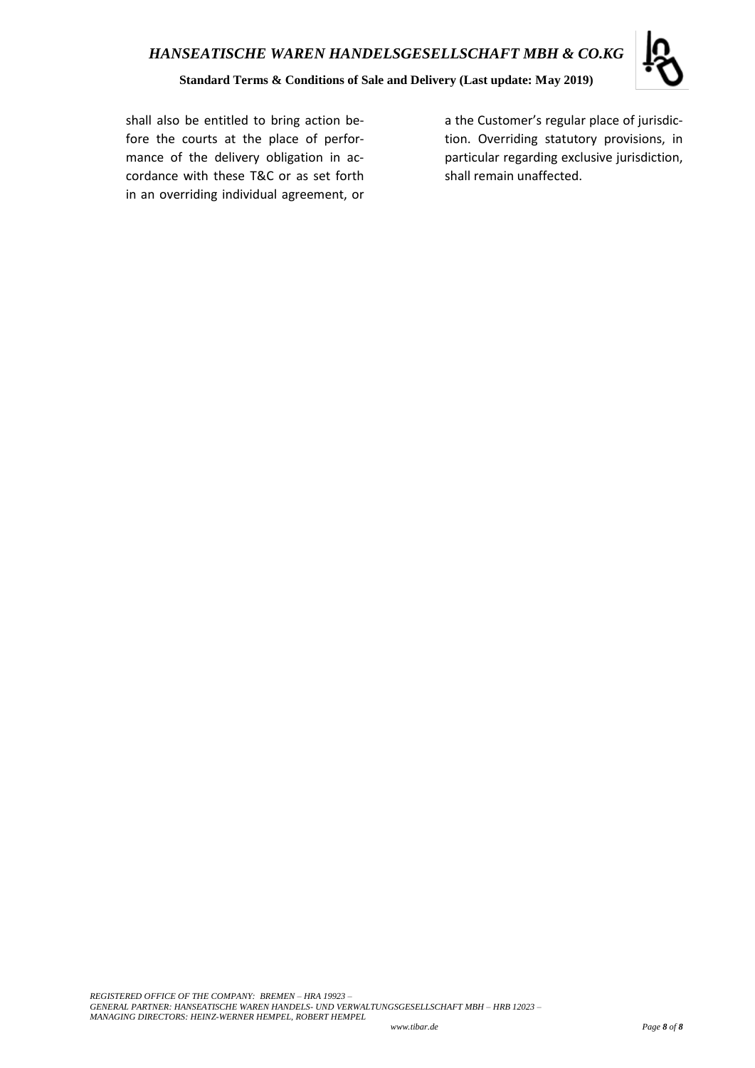shall also be entitled to bring action before the courts at the place of performance of the delivery obligation in accordance with these T&C or as set forth in an overriding individual agreement, or a the Customer's regular place of jurisdiction. Overriding statutory provisions, in particular regarding exclusive jurisdiction, shall remain unaffected.